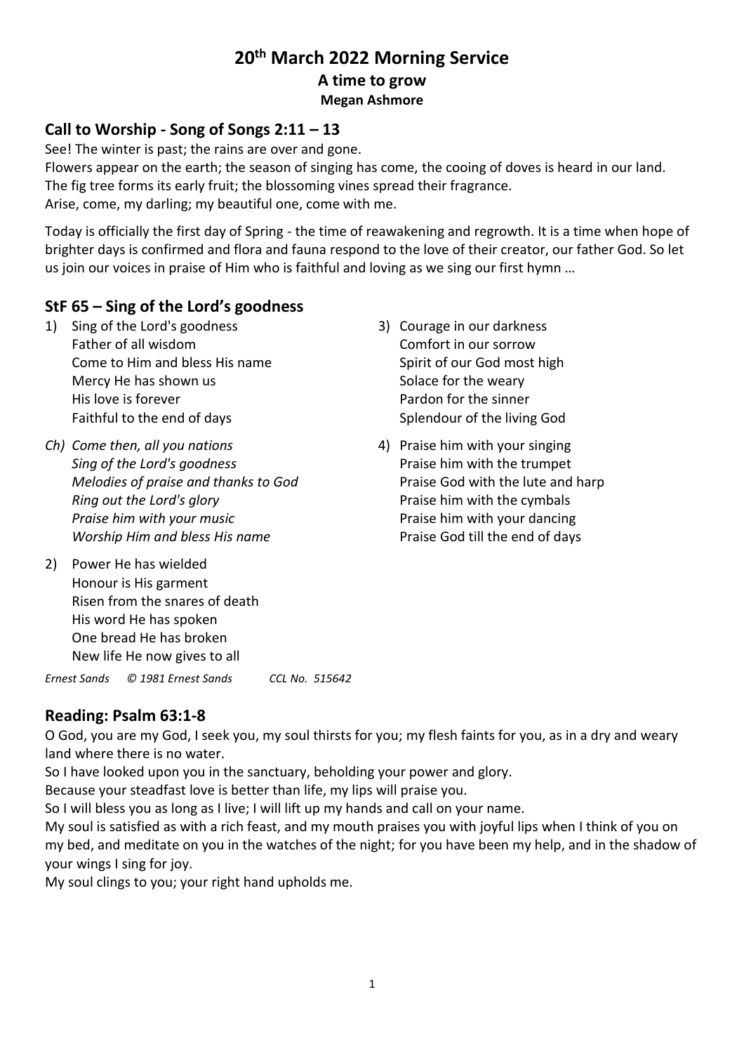# 20th March 2022 Morning Service

## A time to grow

**Megan Ashmore**

## Call to Worship - Song of Songs 2:11 – 13

See! The winter is past; the rains are over and gone.
Flowers appear on the earth; the season of singing has come, the cooing of doves is heard in our land.
The fig tree forms its early fruit; the blossoming vines spread their fragrance.
Arise, come, my darling; my beautiful one, come with me.

Today is officially the first day of Spring - the time of reawakening and regrowth. It is a time when hope of brighter days is confirmed and flora and fauna respond to the love of their creator, our father God. So let us join our voices in praise of Him who is faithful and loving as we sing our first hymn …

## StF 65 – Sing of the Lord's goodness

1) Sing of the Lord's goodness
   Father of all wisdom
   Come to Him and bless His name
   Mercy He has shown us
   His love is forever
   Faithful to the end of days

Ch) *Come then, all you nations*
   *Sing of the Lord's goodness*
   *Melodies of praise and thanks to God*
   *Ring out the Lord's glory*
   *Praise him with your music*
   *Worship Him and bless His name*

2) Power He has wielded
   Honour is His garment
   Risen from the snares of death
   His word He has spoken
   One bread He has broken
   New life He now gives to all

3) Courage in our darkness
   Comfort in our sorrow
   Spirit of our God most high
   Solace for the weary
   Pardon for the sinner
   Splendour of the living God

4) Praise him with your singing
   Praise him with the trumpet
   Praise God with the lute and harp
   Praise him with the cymbals
   Praise him with your dancing
   Praise God till the end of days

*Ernest Sands © 1981 Ernest Sands CCL No. 515642*

## Reading: Psalm 63:1-8

O God, you are my God, I seek you, my soul thirsts for you; my flesh faints for you, as in a dry and weary land where there is no water.
So I have looked upon you in the sanctuary, beholding your power and glory.
Because your steadfast love is better than life, my lips will praise you.
So I will bless you as long as I live; I will lift up my hands and call on your name.
My soul is satisfied as with a rich feast, and my mouth praises you with joyful lips when I think of you on my bed, and meditate on you in the watches of the night; for you have been my help, and in the shadow of your wings I sing for joy.
My soul clings to you; your right hand upholds me.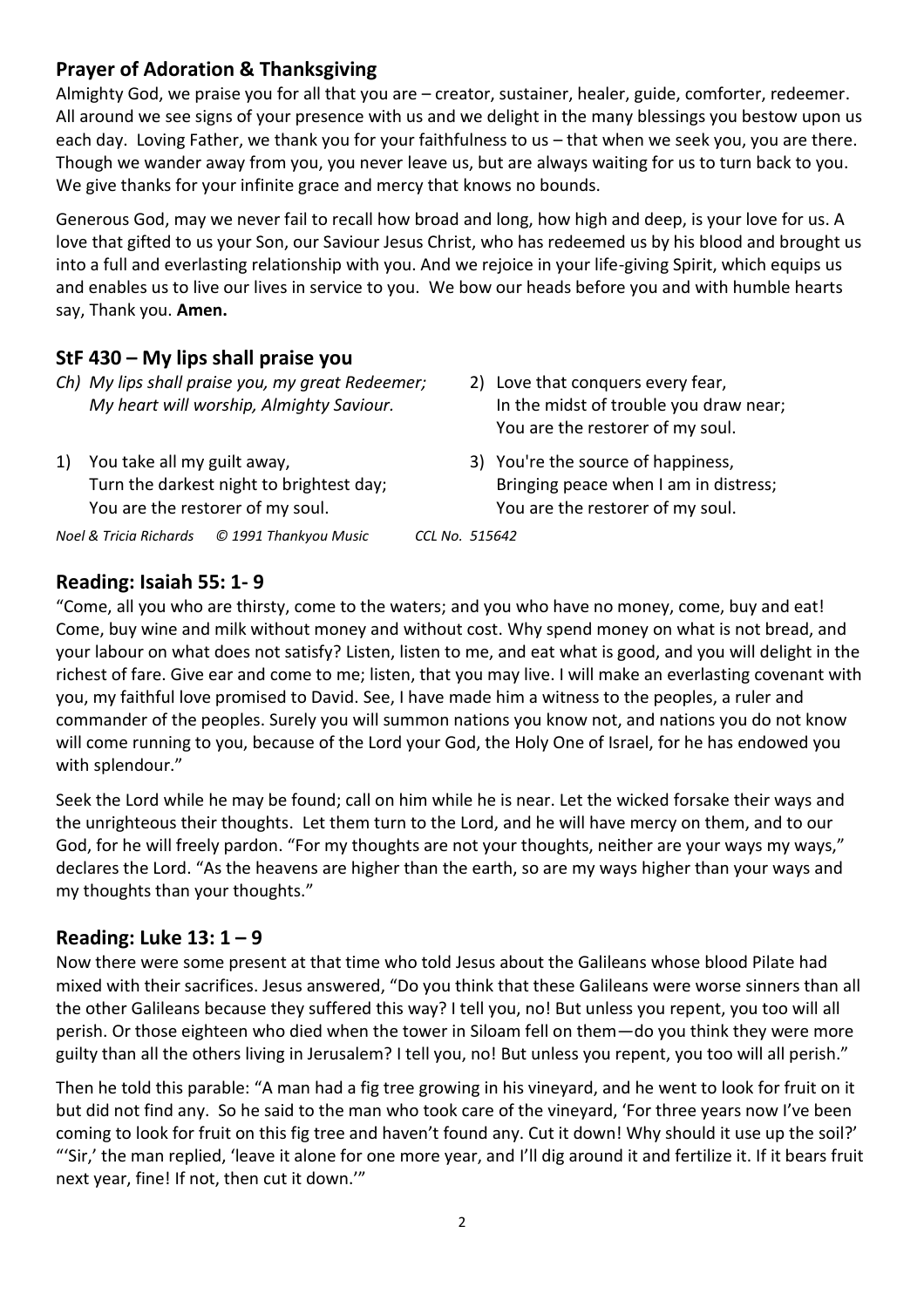## Prayer of Adoration & Thanksgiving

Almighty God, we praise you for all that you are – creator, sustainer, healer, guide, comforter, redeemer. All around we see signs of your presence with us and we delight in the many blessings you bestow upon us each day. Loving Father, we thank you for your faithfulness to us – that when we seek you, you are there. Though we wander away from you, you never leave us, but are always waiting for us to turn back to you. We give thanks for your infinite grace and mercy that knows no bounds.

Generous God, may we never fail to recall how broad and long, how high and deep, is your love for us. A love that gifted to us your Son, our Saviour Jesus Christ, who has redeemed us by his blood and brought us into a full and everlasting relationship with you. And we rejoice in your life-giving Spirit, which equips us and enables us to live our lives in service to you. We bow our heads before you and with humble hearts say, Thank you. **Amen.**

## StF 430 – My lips shall praise you

*Ch) My lips shall praise you, my great Redeemer;*
*My heart will worship, Almighty Saviour.*

1) You take all my guilt away,
Turn the darkest night to brightest day;
You are the restorer of my soul.

2) Love that conquers every fear,
In the midst of trouble you draw near;
You are the restorer of my soul.

3) You're the source of happiness,
Bringing peace when I am in distress;
You are the restorer of my soul.

*Noel & Tricia Richards © 1991 Thankyou Music CCL No. 515642*

## Reading: Isaiah 55: 1- 9

"Come, all you who are thirsty, come to the waters; and you who have no money, come, buy and eat! Come, buy wine and milk without money and without cost. Why spend money on what is not bread, and your labour on what does not satisfy? Listen, listen to me, and eat what is good, and you will delight in the richest of fare. Give ear and come to me; listen, that you may live. I will make an everlasting covenant with you, my faithful love promised to David. See, I have made him a witness to the peoples, a ruler and commander of the peoples. Surely you will summon nations you know not, and nations you do not know will come running to you, because of the Lord your God, the Holy One of Israel, for he has endowed you with splendour."

Seek the Lord while he may be found; call on him while he is near. Let the wicked forsake their ways and the unrighteous their thoughts. Let them turn to the Lord, and he will have mercy on them, and to our God, for he will freely pardon. "For my thoughts are not your thoughts, neither are your ways my ways," declares the Lord. "As the heavens are higher than the earth, so are my ways higher than your ways and my thoughts than your thoughts."

## Reading: Luke 13: 1 – 9

Now there were some present at that time who told Jesus about the Galileans whose blood Pilate had mixed with their sacrifices. Jesus answered, "Do you think that these Galileans were worse sinners than all the other Galileans because they suffered this way? I tell you, no! But unless you repent, you too will all perish. Or those eighteen who died when the tower in Siloam fell on them—do you think they were more guilty than all the others living in Jerusalem? I tell you, no! But unless you repent, you too will all perish."

Then he told this parable: "A man had a fig tree growing in his vineyard, and he went to look for fruit on it but did not find any. So he said to the man who took care of the vineyard, 'For three years now I've been coming to look for fruit on this fig tree and haven't found any. Cut it down! Why should it use up the soil?' "'Sir,' the man replied, 'leave it alone for one more year, and I'll dig around it and fertilize it. If it bears fruit next year, fine! If not, then cut it down.'"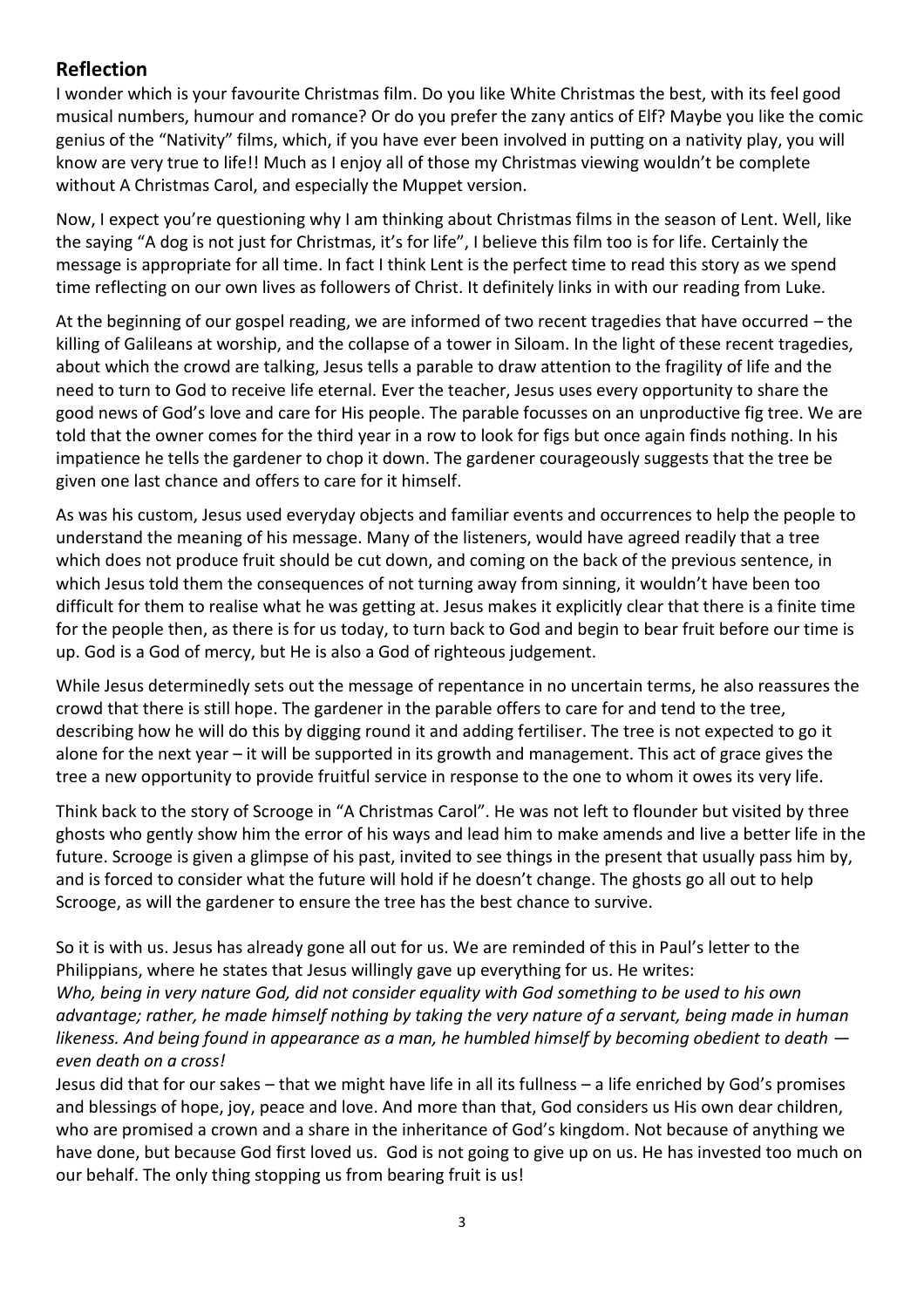## Reflection

I wonder which is your favourite Christmas film. Do you like White Christmas the best, with its feel good musical numbers, humour and romance? Or do you prefer the zany antics of Elf? Maybe you like the comic genius of the "Nativity" films, which, if you have ever been involved in putting on a nativity play, you will know are very true to life!! Much as I enjoy all of those my Christmas viewing wouldn't be complete without A Christmas Carol, and especially the Muppet version.

Now, I expect you're questioning why I am thinking about Christmas films in the season of Lent. Well, like the saying "A dog is not just for Christmas, it's for life", I believe this film too is for life. Certainly the message is appropriate for all time. In fact I think Lent is the perfect time to read this story as we spend time reflecting on our own lives as followers of Christ. It definitely links in with our reading from Luke.

At the beginning of our gospel reading, we are informed of two recent tragedies that have occurred – the killing of Galileans at worship, and the collapse of a tower in Siloam. In the light of these recent tragedies, about which the crowd are talking, Jesus tells a parable to draw attention to the fragility of life and the need to turn to God to receive life eternal. Ever the teacher, Jesus uses every opportunity to share the good news of God's love and care for His people. The parable focusses on an unproductive fig tree. We are told that the owner comes for the third year in a row to look for figs but once again finds nothing. In his impatience he tells the gardener to chop it down. The gardener courageously suggests that the tree be given one last chance and offers to care for it himself.

As was his custom, Jesus used everyday objects and familiar events and occurrences to help the people to understand the meaning of his message. Many of the listeners, would have agreed readily that a tree which does not produce fruit should be cut down, and coming on the back of the previous sentence, in which Jesus told them the consequences of not turning away from sinning, it wouldn't have been too difficult for them to realise what he was getting at. Jesus makes it explicitly clear that there is a finite time for the people then, as there is for us today, to turn back to God and begin to bear fruit before our time is up. God is a God of mercy, but He is also a God of righteous judgement.

While Jesus determinedly sets out the message of repentance in no uncertain terms, he also reassures the crowd that there is still hope. The gardener in the parable offers to care for and tend to the tree, describing how he will do this by digging round it and adding fertiliser. The tree is not expected to go it alone for the next year – it will be supported in its growth and management. This act of grace gives the tree a new opportunity to provide fruitful service in response to the one to whom it owes its very life.

Think back to the story of Scrooge in "A Christmas Carol". He was not left to flounder but visited by three ghosts who gently show him the error of his ways and lead him to make amends and live a better life in the future. Scrooge is given a glimpse of his past, invited to see things in the present that usually pass him by, and is forced to consider what the future will hold if he doesn't change. The ghosts go all out to help Scrooge, as will the gardener to ensure the tree has the best chance to survive.

So it is with us. Jesus has already gone all out for us. We are reminded of this in Paul's letter to the Philippians, where he states that Jesus willingly gave up everything for us. He writes:
*Who, being in very nature God, did not consider equality with God something to be used to his own advantage; rather, he made himself nothing by taking the very nature of a servant, being made in human likeness. And being found in appearance as a man, he humbled himself by becoming obedient to death — even death on a cross!*
Jesus did that for our sakes – that we might have life in all its fullness – a life enriched by God's promises and blessings of hope, joy, peace and love. And more than that, God considers us His own dear children, who are promised a crown and a share in the inheritance of God's kingdom. Not because of anything we have done, but because God first loved us. God is not going to give up on us. He has invested too much on our behalf. The only thing stopping us from bearing fruit is us!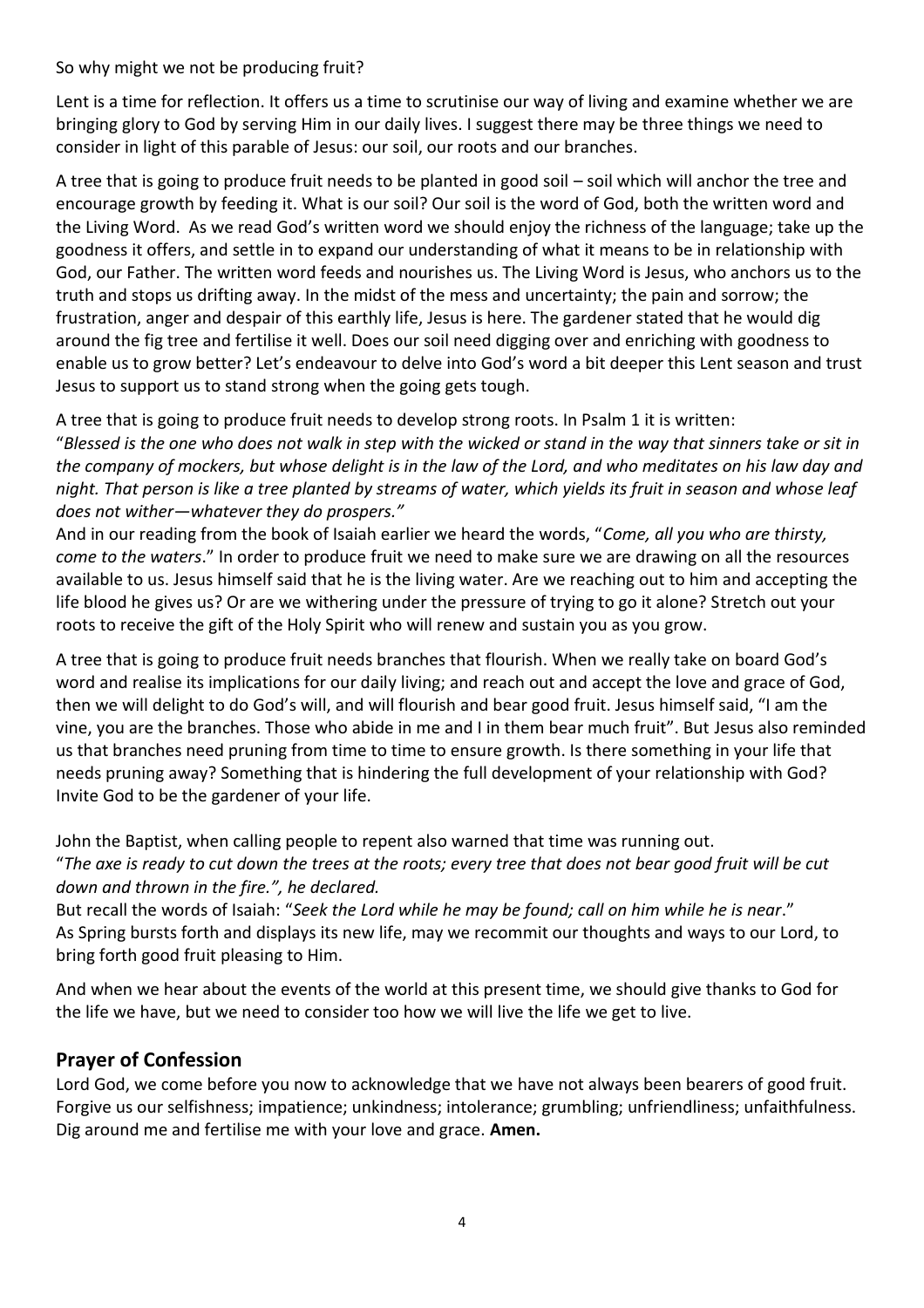So why might we not be producing fruit?

Lent is a time for reflection. It offers us a time to scrutinise our way of living and examine whether we are bringing glory to God by serving Him in our daily lives. I suggest there may be three things we need to consider in light of this parable of Jesus: our soil, our roots and our branches.

A tree that is going to produce fruit needs to be planted in good soil – soil which will anchor the tree and encourage growth by feeding it. What is our soil? Our soil is the word of God, both the written word and the Living Word. As we read God's written word we should enjoy the richness of the language; take up the goodness it offers, and settle in to expand our understanding of what it means to be in relationship with God, our Father. The written word feeds and nourishes us. The Living Word is Jesus, who anchors us to the truth and stops us drifting away. In the midst of the mess and uncertainty; the pain and sorrow; the frustration, anger and despair of this earthly life, Jesus is here. The gardener stated that he would dig around the fig tree and fertilise it well. Does our soil need digging over and enriching with goodness to enable us to grow better? Let's endeavour to delve into God's word a bit deeper this Lent season and trust Jesus to support us to stand strong when the going gets tough.

A tree that is going to produce fruit needs to develop strong roots. In Psalm 1 it is written:
"*Blessed is the one who does not walk in step with the wicked or stand in the way that sinners take or sit in the company of mockers, but whose delight is in the law of the Lord, and who meditates on his law day and night. That person is like a tree planted by streams of water, which yields its fruit in season and whose leaf does not wither—whatever they do prospers."*
And in our reading from the book of Isaiah earlier we heard the words, "*Come, all you who are thirsty, come to the waters*." In order to produce fruit we need to make sure we are drawing on all the resources available to us. Jesus himself said that he is the living water. Are we reaching out to him and accepting the life blood he gives us? Or are we withering under the pressure of trying to go it alone? Stretch out your roots to receive the gift of the Holy Spirit who will renew and sustain you as you grow.

A tree that is going to produce fruit needs branches that flourish. When we really take on board God's word and realise its implications for our daily living; and reach out and accept the love and grace of God, then we will delight to do God's will, and will flourish and bear good fruit. Jesus himself said, "I am the vine, you are the branches. Those who abide in me and I in them bear much fruit". But Jesus also reminded us that branches need pruning from time to time to ensure growth. Is there something in your life that needs pruning away? Something that is hindering the full development of your relationship with God? Invite God to be the gardener of your life.

John the Baptist, when calling people to repent also warned that time was running out.
"*The axe is ready to cut down the trees at the roots; every tree that does not bear good fruit will be cut down and thrown in the fire.", he declared.*
But recall the words of Isaiah: "*Seek the Lord while he may be found; call on him while he is near*."
As Spring bursts forth and displays its new life, may we recommit our thoughts and ways to our Lord, to bring forth good fruit pleasing to Him.

And when we hear about the events of the world at this present time, we should give thanks to God for the life we have, but we need to consider too how we will live the life we get to live.

## Prayer of Confession

Lord God, we come before you now to acknowledge that we have not always been bearers of good fruit. Forgive us our selfishness; impatience; unkindness; intolerance; grumbling; unfriendliness; unfaithfulness. Dig around me and fertilise me with your love and grace. **Amen.**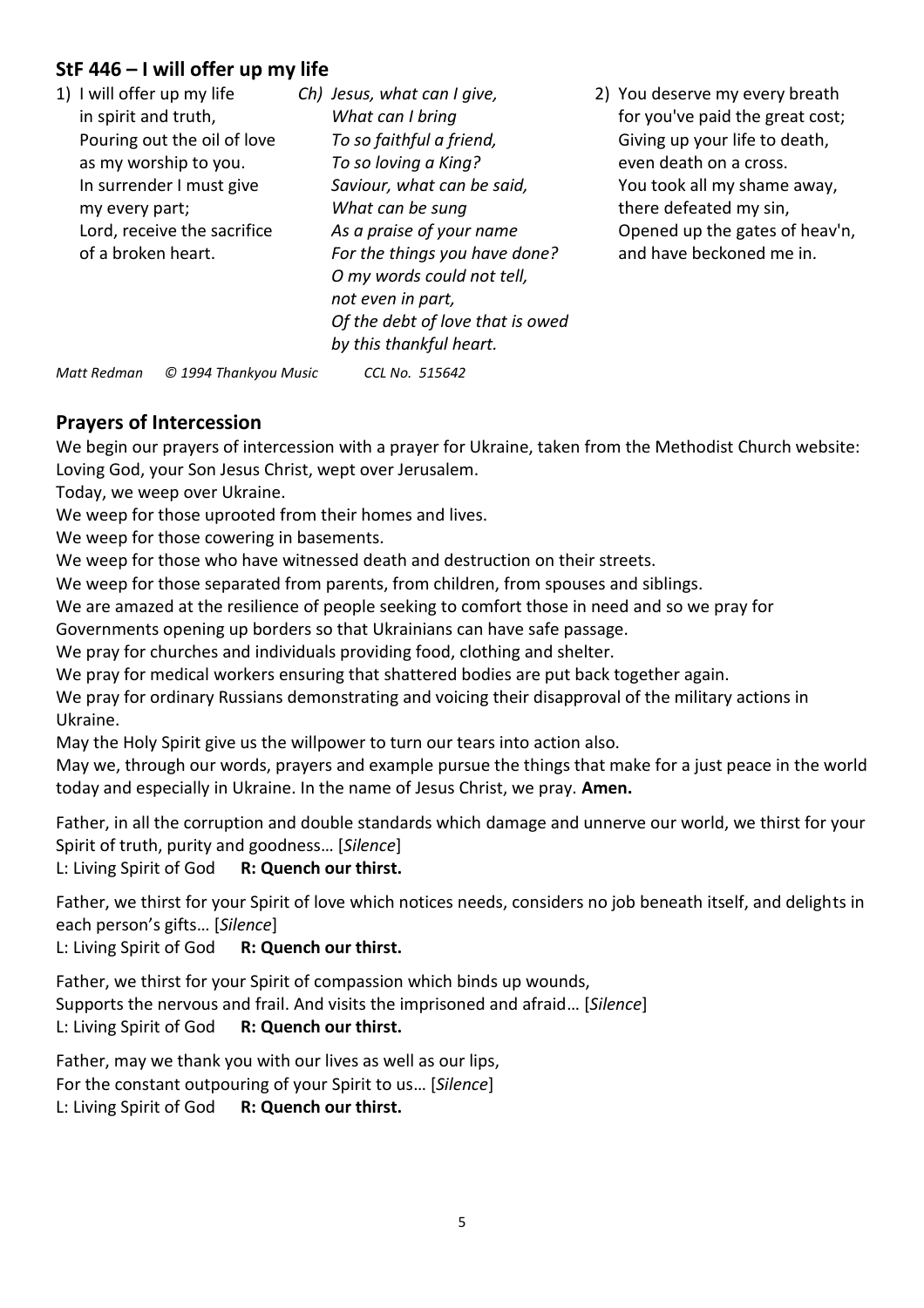## StF 446 – I will offer up my life

1) I will offer up my life
in spirit and truth,
Pouring out the oil of love
as my worship to you.
In surrender I must give
my every part;
Lord, receive the sacrifice
of a broken heart.

*Ch) Jesus, what can I give,*
*What can I bring*
*To so faithful a friend,*
*To so loving a King?*
*Saviour, what can be said,*
*What can be sung*
*As a praise of your name*
*For the things you have done?*
*O my words could not tell,*
*not even in part,*
*Of the debt of love that is owed*
*by this thankful heart.*

2) You deserve my every breath
for you've paid the great cost;
Giving up your life to death,
even death on a cross.
You took all my shame away,
there defeated my sin,
Opened up the gates of heav'n,
and have beckoned me in.

*Matt Redman © 1994 Thankyou Music CCL No. 515642*

## Prayers of Intercession

We begin our prayers of intercession with a prayer for Ukraine, taken from the Methodist Church website:
Loving God, your Son Jesus Christ, wept over Jerusalem.
Today, we weep over Ukraine.
We weep for those uprooted from their homes and lives.
We weep for those cowering in basements.
We weep for those who have witnessed death and destruction on their streets.
We weep for those separated from parents, from children, from spouses and siblings.
We are amazed at the resilience of people seeking to comfort those in need and so we pray for Governments opening up borders so that Ukrainians can have safe passage.
We pray for churches and individuals providing food, clothing and shelter.
We pray for medical workers ensuring that shattered bodies are put back together again.
We pray for ordinary Russians demonstrating and voicing their disapproval of the military actions in Ukraine.
May the Holy Spirit give us the willpower to turn our tears into action also.
May we, through our words, prayers and example pursue the things that make for a just peace in the world today and especially in Ukraine. In the name of Jesus Christ, we pray. **Amen.**

Father, in all the corruption and double standards which damage and unnerve our world, we thirst for your Spirit of truth, purity and goodness… [*Silence*]
L: Living Spirit of God **R: Quench our thirst.**

Father, we thirst for your Spirit of love which notices needs, considers no job beneath itself, and delights in each person's gifts… [*Silence*]
L: Living Spirit of God **R: Quench our thirst.**

Father, we thirst for your Spirit of compassion which binds up wounds,
Supports the nervous and frail. And visits the imprisoned and afraid… [*Silence*]
L: Living Spirit of God **R: Quench our thirst.**

Father, may we thank you with our lives as well as our lips,
For the constant outpouring of your Spirit to us… [*Silence*]
L: Living Spirit of God **R: Quench our thirst.**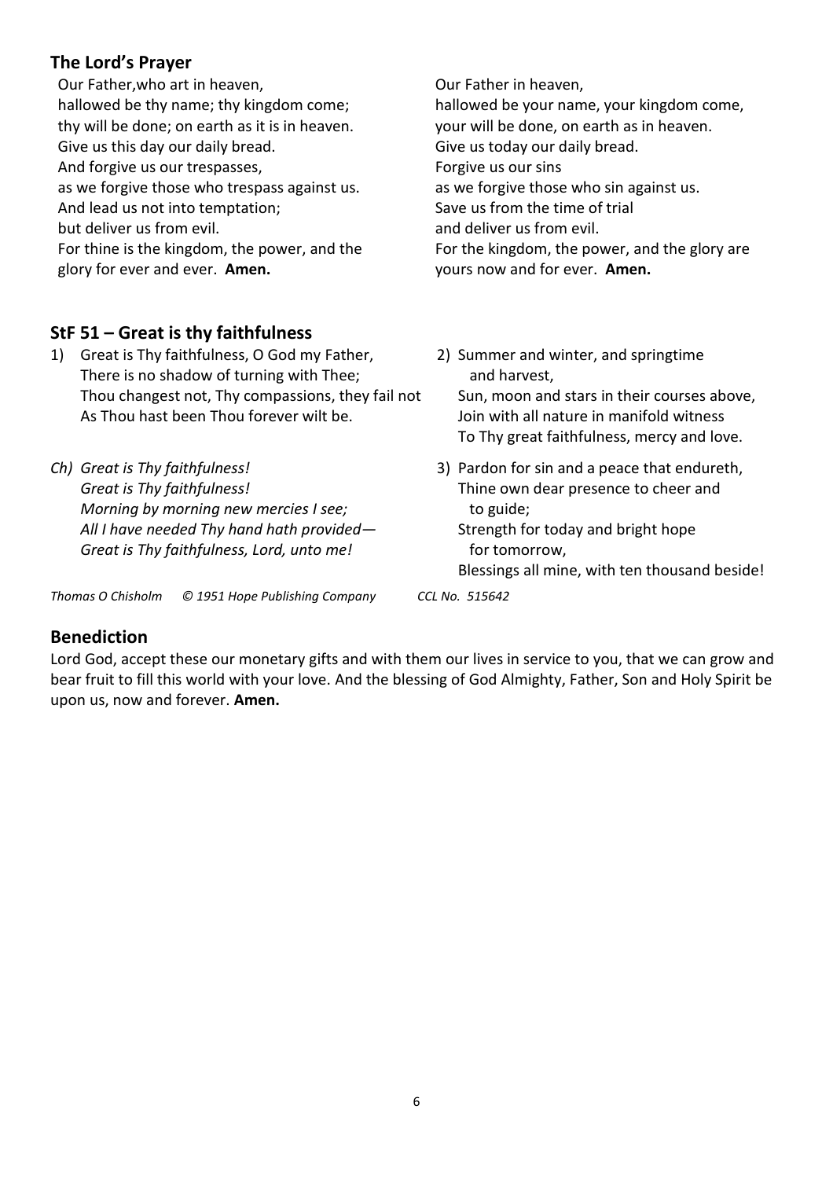## The Lord's Prayer

Our Father,who art in heaven,
hallowed be thy name; thy kingdom come;
thy will be done; on earth as it is in heaven.
Give us this day our daily bread.
And forgive us our trespasses,
as we forgive those who trespass against us.
And lead us not into temptation;
but deliver us from evil.
For thine is the kingdom, the power, and the glory for ever and ever. **Amen.**

Our Father in heaven,
hallowed be your name, your kingdom come,
your will be done, on earth as in heaven.
Give us today our daily bread.
Forgive us our sins
as we forgive those who sin against us.
Save us from the time of trial
and deliver us from evil.
For the kingdom, the power, and the glory are yours now and for ever. **Amen.**

## StF 51 – Great is thy faithfulness

1) Great is Thy faithfulness, O God my Father,
There is no shadow of turning with Thee;
Thou changest not, Thy compassions, they fail not
As Thou hast been Thou forever wilt be.

*Ch) Great is Thy faithfulness!*
*Great is Thy faithfulness!*
*Morning by morning new mercies I see;*
*All I have needed Thy hand hath provided—*
*Great is Thy faithfulness, Lord, unto me!*

2) Summer and winter, and springtime and harvest,
Sun, moon and stars in their courses above,
Join with all nature in manifold witness
To Thy great faithfulness, mercy and love.

3) Pardon for sin and a peace that endureth,
Thine own dear presence to cheer and to guide;
Strength for today and bright hope for tomorrow,
Blessings all mine, with ten thousand beside!

*Thomas O Chisholm © 1951 Hope Publishing Company CCL No. 515642*

## Benediction

Lord God, accept these our monetary gifts and with them our lives in service to you, that we can grow and bear fruit to fill this world with your love. And the blessing of God Almighty, Father, Son and Holy Spirit be upon us, now and forever. **Amen.**